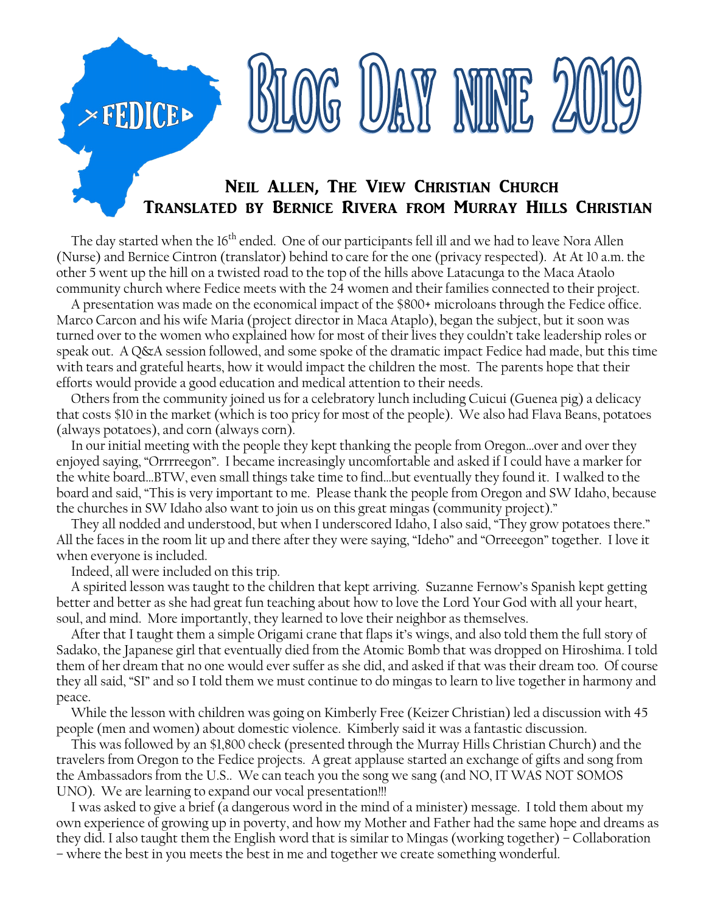FEDICE

# Blog Day nine 2019

### Neil Allen, The View Christian Church
### Translated by Bernice Rivera from Murray Hills Christian

The day started when the 16th ended. One of our participants fell ill and we had to leave Nora Allen (Nurse) and Bernice Cintron (translator) behind to care for the one (privacy respected). At At 10 a.m. the other 5 went up the hill on a twisted road to the top of the hills above Latacunga to the Maca Ataolo community church where Fedice meets with the 24 women and their families connected to their project.

A presentation was made on the economical impact of the $800+ microloans through the Fedice office. Marco Carcon and his wife Maria (project director in Maca Ataplo), began the subject, but it soon was turned over to the women who explained how for most of their lives they couldn't take leadership roles or speak out. A Q&A session followed, and some spoke of the dramatic impact Fedice had made, but this time with tears and grateful hearts, how it would impact the children the most. The parents hope that their efforts would provide a good education and medical attention to their needs.

Others from the community joined us for a celebratory lunch including Cuicui (Guenea pig) a delicacy that costs $10 in the market (which is too pricy for most of the people). We also had Flava Beans, potatoes (always potatoes), and corn (always corn).

In our initial meeting with the people they kept thanking the people from Oregon…over and over they enjoyed saying, "Orrrreegon". I became increasingly uncomfortable and asked if I could have a marker for the white board…BTW, even small things take time to find…but eventually they found it. I walked to the board and said, "This is very important to me. Please thank the people from Oregon and SW Idaho, because the churches in SW Idaho also want to join us on this great mingas (community project)."

They all nodded and understood, but when I underscored Idaho, I also said, "They grow potatoes there." All the faces in the room lit up and there after they were saying, "Ideho" and "Orreeegon" together. I love it when everyone is included.

Indeed, all were included on this trip.

A spirited lesson was taught to the children that kept arriving. Suzanne Fernow's Spanish kept getting better and better as she had great fun teaching about how to love the Lord Your God with all your heart, soul, and mind. More importantly, they learned to love their neighbor as themselves.

After that I taught them a simple Origami crane that flaps it's wings, and also told them the full story of Sadako, the Japanese girl that eventually died from the Atomic Bomb that was dropped on Hiroshima. I told them of her dream that no one would ever suffer as she did, and asked if that was their dream too. Of course they all said, "SI" and so I told them we must continue to do mingas to learn to live together in harmony and peace.

While the lesson with children was going on Kimberly Free (Keizer Christian) led a discussion with 45 people (men and women) about domestic violence. Kimberly said it was a fantastic discussion.

This was followed by an $1,800 check (presented through the Murray Hills Christian Church) and the travelers from Oregon to the Fedice projects. A great applause started an exchange of gifts and song from the Ambassadors from the U.S.. We can teach you the song we sang (and NO, IT WAS NOT SOMOS UNO). We are learning to expand our vocal presentation!!!

I was asked to give a brief (a dangerous word in the mind of a minister) message. I told them about my own experience of growing up in poverty, and how my Mother and Father had the same hope and dreams as they did. I also taught them the English word that is similar to Mingas (working together) – Collaboration – where the best in you meets the best in me and together we create something wonderful.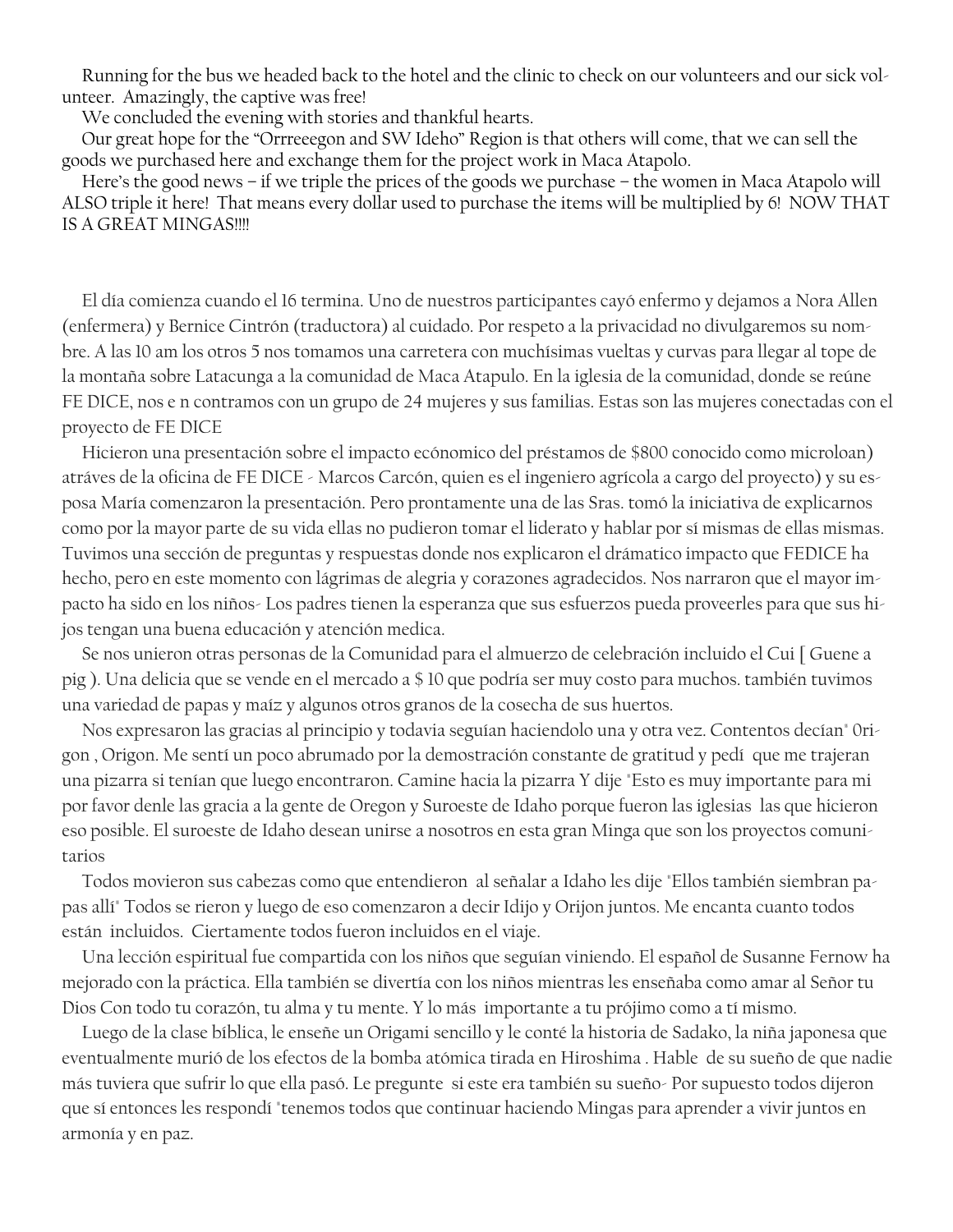Running for the bus we headed back to the hotel and the clinic to check on our volunteers and our sick volunteer. Amazingly, the captive was free!

We concluded the evening with stories and thankful hearts.

Our great hope for the "Orrreeegon and SW Ideho" Region is that others will come, that we can sell the goods we purchased here and exchange them for the project work in Maca Atapolo.

Here's the good news – if we triple the prices of the goods we purchase – the women in Maca Atapolo will ALSO triple it here! That means every dollar used to purchase the items will be multiplied by 6! NOW THAT IS A GREAT MINGAS!!!!

El día comienza cuando el 16 termina. Uno de nuestros participantes cayó enfermo y dejamos a Nora Allen (enfermera) y Bernice Cintrón (traductora) al cuidado. Por respeto a la privacidad no divulgaremos su nombre. A las 10 am los otros 5 nos tomamos una carretera con muchísimas vueltas y curvas para llegar al tope de la montaña sobre Latacunga a la comunidad de Maca Atapulo. En la iglesia de la comunidad, donde se reúne FE DICE, nos e n contramos con un grupo de 24 mujeres y sus familias. Estas son las mujeres conectadas con el proyecto de FE DICE

Hicieron una presentación sobre el impacto ecónomico del préstamos de $800 conocido como microloan) atráves de la oficina de FE DICE - Marcos Carcón, quien es el ingeniero agrícola a cargo del proyecto) y su esposa María comenzaron la presentación. Pero prontamente una de las Sras. tomó la iniciativa de explicarnos como por la mayor parte de su vida ellas no pudieron tomar el liderato y hablar por sí mismas de ellas mismas. Tuvimos una sección de preguntas y respuestas donde nos explicaron el drámatico impacto que FEDICE ha hecho, pero en este momento con lágrimas de alegria y corazones agradecidos. Nos narraron que el mayor impacto ha sido en los niños- Los padres tienen la esperanza que sus esfuerzos pueda proveerles para que sus hijos tengan una buena educación y atención medica.

Se nos unieron otras personas de la Comunidad para el almuerzo de celebración incluido el Cui [ Guene a pig ). Una delicia que se vende en el mercado a $ 10 que podría ser muy costo para muchos. también tuvimos una variedad de papas y maíz y algunos otros granos de la cosecha de sus huertos.

Nos expresaron las gracias al principio y todavia seguían haciendolo una y otra vez. Contentos decían" 0rigon , Origon. Me sentí un poco abrumado por la demostración constante de gratitud y pedí que me trajeran una pizarra si tenían que luego encontraron. Camine hacia la pizarra Y dije "Esto es muy importante para mi por favor denle las gracia a la gente de Oregon y Suroeste de Idaho porque fueron las iglesias las que hicieron eso posible. El suroeste de Idaho desean unirse a nosotros en esta gran Minga que son los proyectos comunitarios

Todos movieron sus cabezas como que entendieron al señalar a Idaho les dije "Ellos también siembran papas allí" Todos se rieron y luego de eso comenzaron a decir Idijo y Orijon juntos. Me encanta cuanto todos están incluidos. Ciertamente todos fueron incluidos en el viaje.

Una lección espiritual fue compartida con los niños que seguían viniendo. El español de Susanne Fernow ha mejorado con la práctica. Ella también se divertía con los niños mientras les enseñaba como amar al Señor tu Dios Con todo tu corazón, tu alma y tu mente. Y lo más importante a tu prójimo como a tí mismo.

Luego de la clase bíblica, le enseñe un Origami sencillo y le conté la historia de Sadako, la niña japonesa que eventualmente murió de los efectos de la bomba atómica tirada en Hiroshima . Hable de su sueño de que nadie más tuviera que sufrir lo que ella pasó. Le pregunte si este era también su sueño- Por supuesto todos dijeron que sí entonces les respondí "tenemos todos que continuar haciendo Mingas para aprender a vivir juntos en armonía y en paz.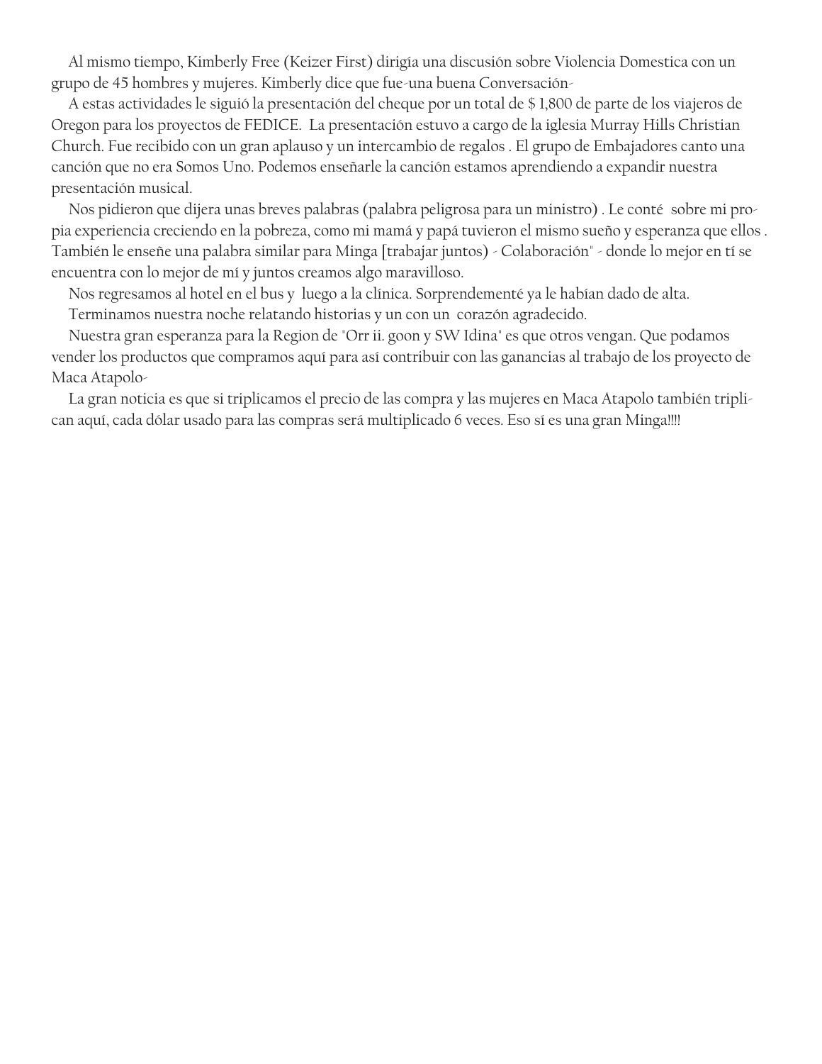Al mismo tiempo, Kimberly Free (Keizer First) dirigía una discusión sobre Violencia Domestica con un grupo de 45 hombres y mujeres. Kimberly dice que fue-una buena Conversación-

A estas actividades le siguió la presentación del cheque por un total de $ 1,800 de parte de los viajeros de Oregon para los proyectos de FEDICE. La presentación estuvo a cargo de la iglesia Murray Hills Christian Church. Fue recibido con un gran aplauso y un intercambio de regalos . El grupo de Embajadores canto una canción que no era Somos Uno. Podemos enseñarle la canción estamos aprendiendo a expandir nuestra presentación musical.

Nos pidieron que dijera unas breves palabras (palabra peligrosa para un ministro) . Le conté sobre mi propia experiencia creciendo en la pobreza, como mi mamá y papá tuvieron el mismo sueño y esperanza que ellos . También le enseñe una palabra similar para Minga [trabajar juntos) - Colaboración" - donde lo mejor en tí se encuentra con lo mejor de mí y juntos creamos algo maravilloso.

Nos regresamos al hotel en el bus y luego a la clínica. Sorprendementé ya le habían dado de alta.

Terminamos nuestra noche relatando historias y un con un corazón agradecido.

Nuestra gran esperanza para la Region de "Orr ii. goon y SW Idina" es que otros vengan. Que podamos vender los productos que compramos aquí para así contribuir con las ganancias al trabajo de los proyecto de Maca Atapolo-

La gran noticia es que si triplicamos el precio de las compra y las mujeres en Maca Atapolo también triplican aquí, cada dólar usado para las compras será multiplicado 6 veces. Eso sí es una gran Minga!!!!